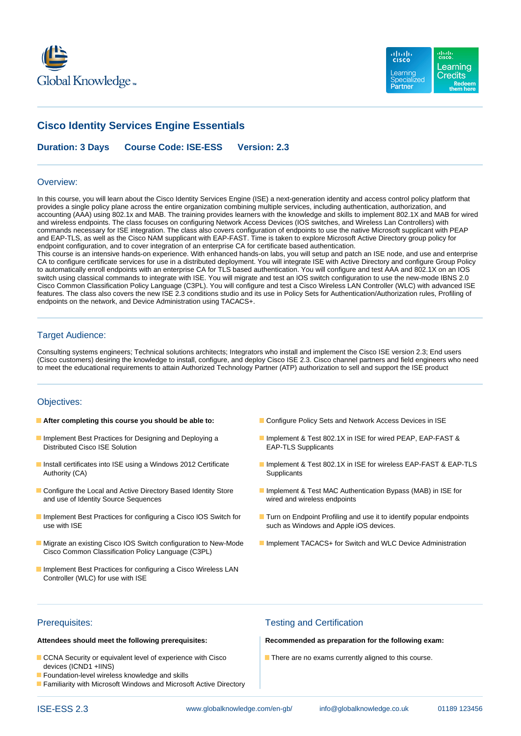# Cisco Identity Services Engine Essentials

**Duration: 3 Days** **Course Code: ISE-ESS** **Version: 2.3**

## Overview:

In this course, you will learn about the Cisco Identity Services Engine (ISE) a next-generation identity and access control policy platform that provides a single policy plane across the entire organization combining multiple services, including authentication, authorization, and accounting (AAA) using 802.1x and MAB. The training provides learners with the knowledge and skills to implement 802.1X and MAB for wired and wireless endpoints. The class focuses on configuring Network Access Devices (IOS switches, and Wireless Lan Controllers) with commands necessary for ISE integration. The class also covers configuration of endpoints to use the native Microsoft supplicant with PEAP and EAP-TLS, as well as the Cisco NAM supplicant with EAP-FAST. Time is taken to explore Microsoft Active Directory group policy for endpoint configuration, and to cover integration of an enterprise CA for certificate based authentication.
This course is an intensive hands-on experience. With enhanced hands-on labs, you will setup and patch an ISE node, and use and enterprise CA to configure certificate services for use in a distributed deployment. You will integrate ISE with Active Directory and configure Group Policy to automatically enroll endpoints with an enterprise CA for TLS based authentication. You will configure and test AAA and 802.1X on an IOS switch using classical commands to integrate with ISE. You will migrate and test an IOS switch configuration to use the new-mode IBNS 2.0 Cisco Common Classification Policy Language (C3PL). You will configure and test a Cisco Wireless LAN Controller (WLC) with advanced ISE features. The class also covers the new ISE 2.3 conditions studio and its use in Policy Sets for Authentication/Authorization rules, Profiling of endpoints on the network, and Device Administration using TACACS+.

## Target Audience:

Consulting systems engineers; Technical solutions architects; Integrators who install and implement the Cisco ISE version 2.3; End users (Cisco customers) desiring the knowledge to install, configure, and deploy Cisco ISE 2.3. Cisco channel partners and field engineers who need to meet the educational requirements to attain Authorized Technology Partner (ATP) authorization to sell and support the ISE product

## Objectives:

- **After completing this course you should be able to:**
- Implement Best Practices for Designing and Deploying a Distributed Cisco ISE Solution
- Install certificates into ISE using a Windows 2012 Certificate Authority (CA)
- Configure the Local and Active Directory Based Identity Store and use of Identity Source Sequences
- Implement Best Practices for configuring a Cisco IOS Switch for use with ISE
- Migrate an existing Cisco IOS Switch configuration to New-Mode Cisco Common Classification Policy Language (C3PL)
- Implement Best Practices for configuring a Cisco Wireless LAN Controller (WLC) for use with ISE
- Configure Policy Sets and Network Access Devices in ISE
- Implement & Test 802.1X in ISE for wired PEAP, EAP-FAST & EAP-TLS Supplicants
- Implement & Test 802.1X in ISE for wireless EAP-FAST & EAP-TLS Supplicants
- Implement & Test MAC Authentication Bypass (MAB) in ISE for wired and wireless endpoints
- Turn on Endpoint Profiling and use it to identify popular endpoints such as Windows and Apple iOS devices.
- Implement TACACS+ for Switch and WLC Device Administration

## Prerequisites:

**Attendees should meet the following prerequisites:**

- CCNA Security or equivalent level of experience with Cisco devices (ICND1 +IINS)
- Foundation-level wireless knowledge and skills
- Familiarity with Microsoft Windows and Microsoft Active Directory

## Testing and Certification

**Recommended as preparation for the following exam:**

- There are no exams currently aligned to this course.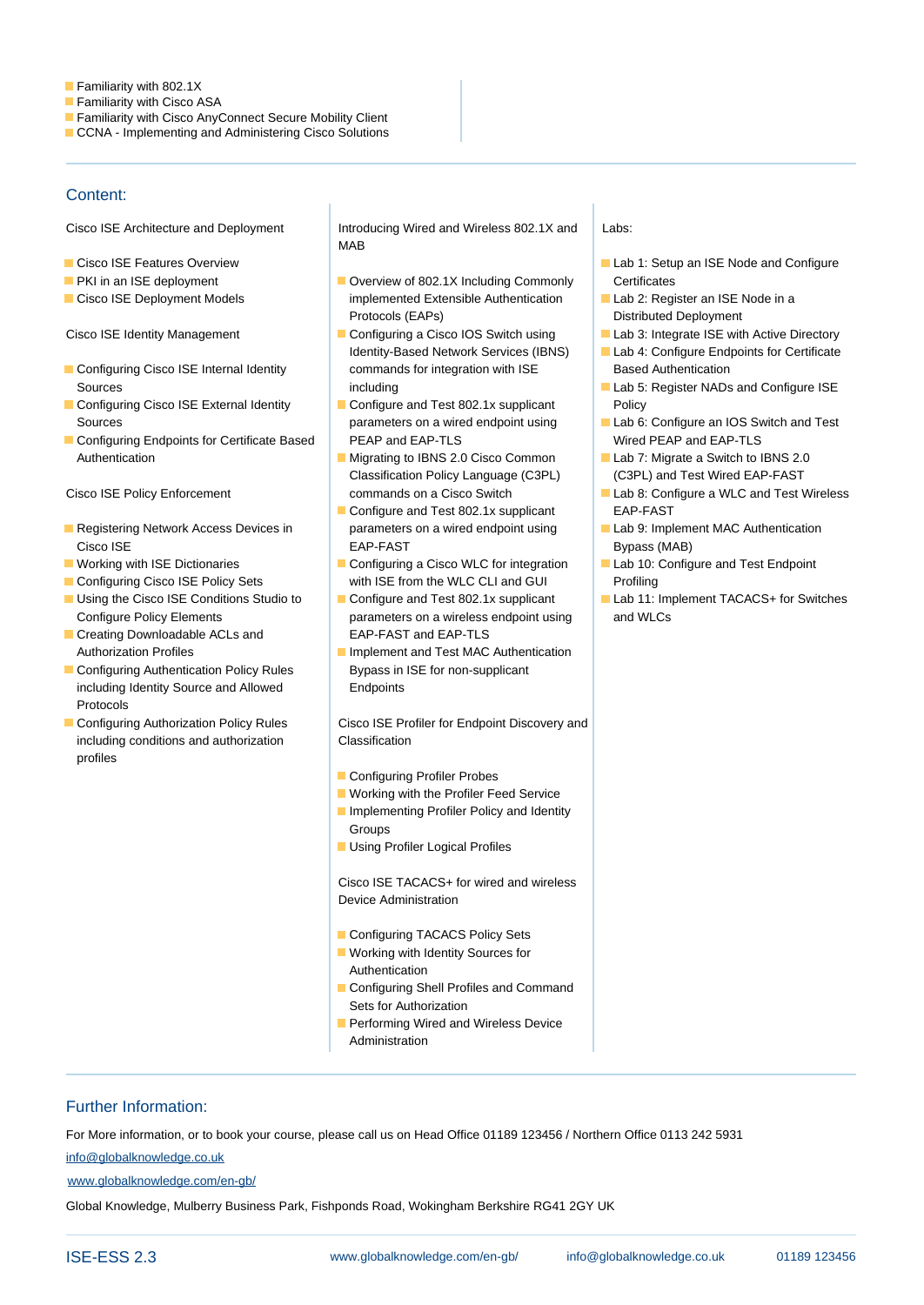- Familiarity with 802.1X
- Familiarity with Cisco ASA
- Familiarity with Cisco AnyConnect Secure Mobility Client
- CCNA - Implementing and Administering Cisco Solutions

## Content:

Cisco ISE Architecture and Deployment

- Cisco ISE Features Overview
- PKI in an ISE deployment
- Cisco ISE Deployment Models

Cisco ISE Identity Management

- Configuring Cisco ISE Internal Identity Sources
- Configuring Cisco ISE External Identity Sources
- Configuring Endpoints for Certificate Based Authentication

Cisco ISE Policy Enforcement

- Registering Network Access Devices in Cisco ISE
- Working with ISE Dictionaries
- Configuring Cisco ISE Policy Sets
- Using the Cisco ISE Conditions Studio to Configure Policy Elements
- Creating Downloadable ACLs and Authorization Profiles
- Configuring Authentication Policy Rules including Identity Source and Allowed Protocols
- Configuring Authorization Policy Rules including conditions and authorization profiles

Introducing Wired and Wireless 802.1X and MAB

- Overview of 802.1X Including Commonly implemented Extensible Authentication Protocols (EAPs)
- Configuring a Cisco IOS Switch using Identity-Based Network Services (IBNS) commands for integration with ISE including
- Configure and Test 802.1x supplicant parameters on a wired endpoint using PEAP and EAP-TLS
- Migrating to IBNS 2.0 Cisco Common Classification Policy Language (C3PL) commands on a Cisco Switch
- Configure and Test 802.1x supplicant parameters on a wired endpoint using EAP-FAST
- Configuring a Cisco WLC for integration with ISE from the WLC CLI and GUI
- Configure and Test 802.1x supplicant parameters on a wireless endpoint using EAP-FAST and EAP-TLS
- Implement and Test MAC Authentication Bypass in ISE for non-supplicant Endpoints

Cisco ISE Profiler for Endpoint Discovery and Classification

- Configuring Profiler Probes
- Working with the Profiler Feed Service
- Implementing Profiler Policy and Identity Groups
- Using Profiler Logical Profiles

Cisco ISE TACACS+ for wired and wireless Device Administration

- Configuring TACACS Policy Sets
- Working with Identity Sources for Authentication
- Configuring Shell Profiles and Command Sets for Authorization
- Performing Wired and Wireless Device Administration

Labs:

- Lab 1: Setup an ISE Node and Configure Certificates
- Lab 2: Register an ISE Node in a Distributed Deployment
- Lab 3: Integrate ISE with Active Directory
- Lab 4: Configure Endpoints for Certificate Based Authentication
- Lab 5: Register NADs and Configure ISE Policy
- Lab 6: Configure an IOS Switch and Test Wired PEAP and EAP-TLS
- Lab 7: Migrate a Switch to IBNS 2.0 (C3PL) and Test Wired EAP-FAST
- Lab 8: Configure a WLC and Test Wireless EAP-FAST
- Lab 9: Implement MAC Authentication Bypass (MAB)
- Lab 10: Configure and Test Endpoint Profiling
- Lab 11: Implement TACACS+ for Switches and WLCs

## Further Information:

For More information, or to book your course, please call us on Head Office 01189 123456 / Northern Office 0113 242 5931

info@globalknowledge.co.uk

www.globalknowledge.com/en-gb/

Global Knowledge, Mulberry Business Park, Fishponds Road, Wokingham Berkshire RG41 2GY UK